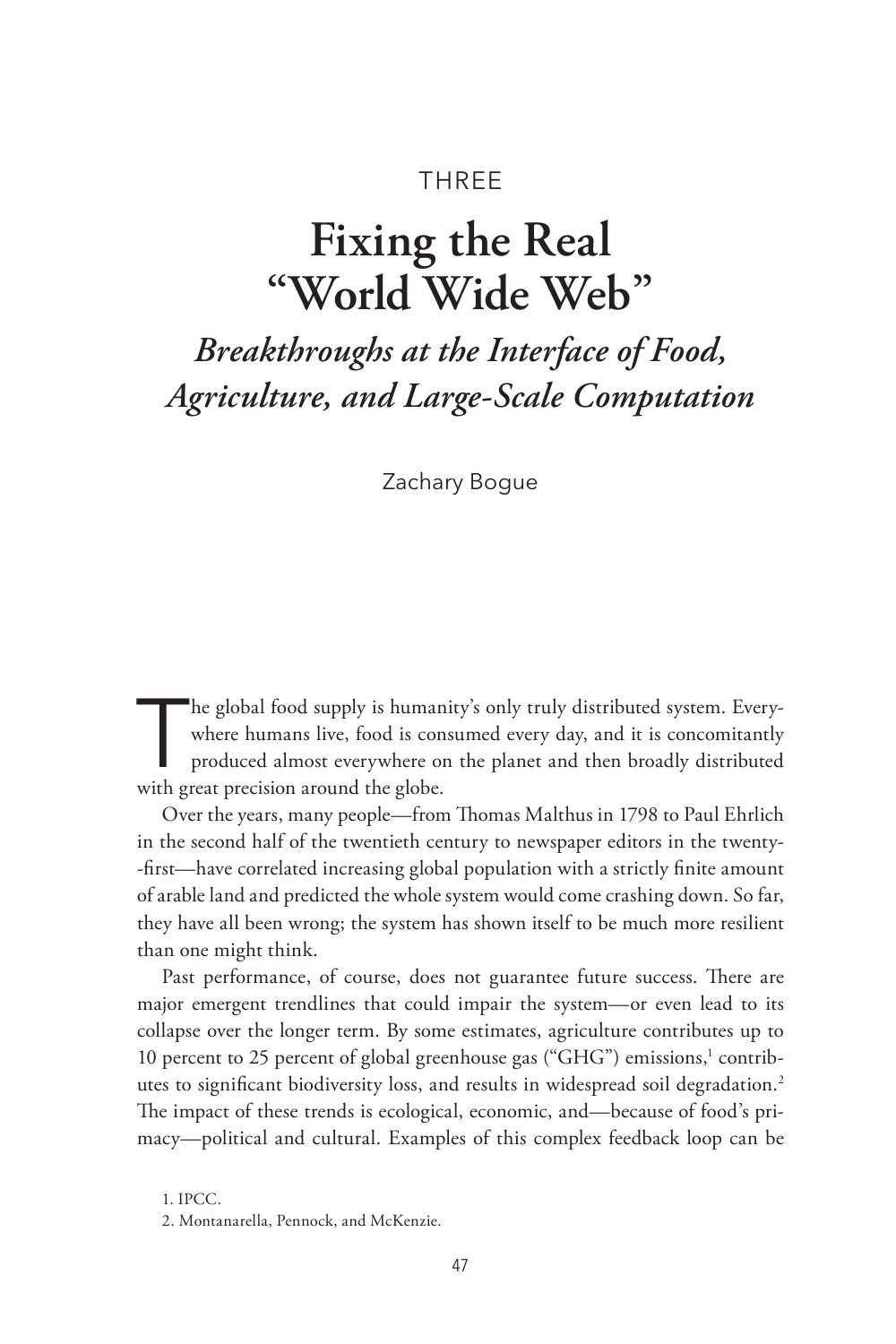THREE

# Fixing the Real "World Wide Web"

## *Breakthroughs at the Interface of Food, Agriculture, and Large-Scale Computation*

Zachary Bogue

The global food supply is humanity's only truly distributed system. Everywhere humans live, food is consumed every day, and it is concomitantly produced almost everywhere on the planet and then broadly distributed with great precision around the globe.

Over the years, many people—from Thomas Malthus in 1798 to Paul Ehrlich in the second half of the twentieth century to newspaper editors in the twenty-first—have correlated increasing global population with a strictly finite amount of arable land and predicted the whole system would come crashing down. So far, they have all been wrong; the system has shown itself to be much more resilient than one might think.

Past performance, of course, does not guarantee future success. There are major emergent trendlines that could impair the system—or even lead to its collapse over the longer term. By some estimates, agriculture contributes up to 10 percent to 25 percent of global greenhouse gas ("GHG") emissions,[1] contributes to significant biodiversity loss, and results in widespread soil degradation.[2] The impact of these trends is ecological, economic, and—because of food's primacy—political and cultural. Examples of this complex feedback loop can be

1. IPCC.

2. Montanarella, Pennock, and McKenzie.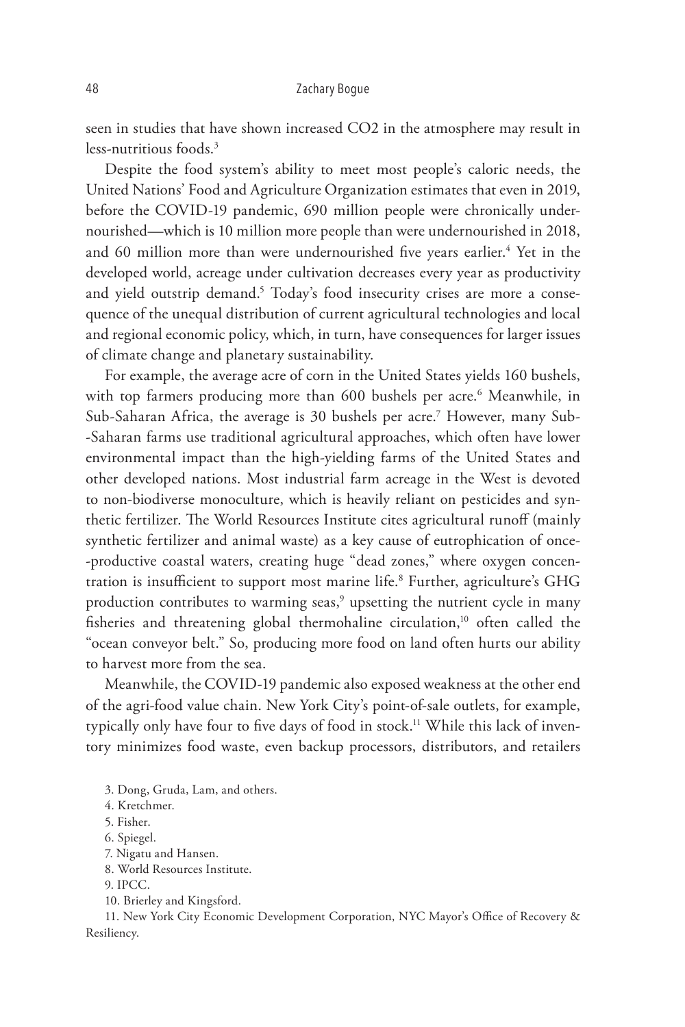seen in studies that have shown increased $CO_2$ in the atmosphere may result in less-nutritious foods.[3]

Despite the food system's ability to meet most people's caloric needs, the United Nations' Food and Agriculture Organization estimates that even in 2019, before the COVID-19 pandemic, 690 million people were chronically undernourished—which is 10 million more people than were undernourished in 2018, and 60 million more than were undernourished five years earlier.[4] Yet in the developed world, acreage under cultivation decreases every year as productivity and yield outstrip demand.[5] Today's food insecurity crises are more a consequence of the unequal distribution of current agricultural technologies and local and regional economic policy, which, in turn, have consequences for larger issues of climate change and planetary sustainability.

For example, the average acre of corn in the United States yields 160 bushels, with top farmers producing more than 600 bushels per acre.[6] Meanwhile, in Sub-Saharan Africa, the average is 30 bushels per acre.[7] However, many Sub-Saharan farms use traditional agricultural approaches, which often have lower environmental impact than the high-yielding farms of the United States and other developed nations. Most industrial farm acreage in the West is devoted to non-biodiverse monoculture, which is heavily reliant on pesticides and synthetic fertilizer. The World Resources Institute cites agricultural runoff (mainly synthetic fertilizer and animal waste) as a key cause of eutrophication of once-productive coastal waters, creating huge "dead zones," where oxygen concentration is insufficient to support most marine life.[8] Further, agriculture's GHG production contributes to warming seas,[9] upsetting the nutrient cycle in many fisheries and threatening global thermohaline circulation,[10] often called the "ocean conveyor belt." So, producing more food on land often hurts our ability to harvest more from the sea.

Meanwhile, the COVID-19 pandemic also exposed weakness at the other end of the agri-food value chain. New York City's point-of-sale outlets, for example, typically only have four to five days of food in stock.[11] While this lack of inventory minimizes food waste, even backup processors, distributors, and retailers

3. Dong, Gruda, Lam, and others.
4. Kretchmer.
5. Fisher.
6. Spiegel.
7. Nigatu and Hansen.
8. World Resources Institute.
9. IPCC.
10. Brierley and Kingsford.
11. New York City Economic Development Corporation, NYC Mayor's Office of Recovery & Resiliency.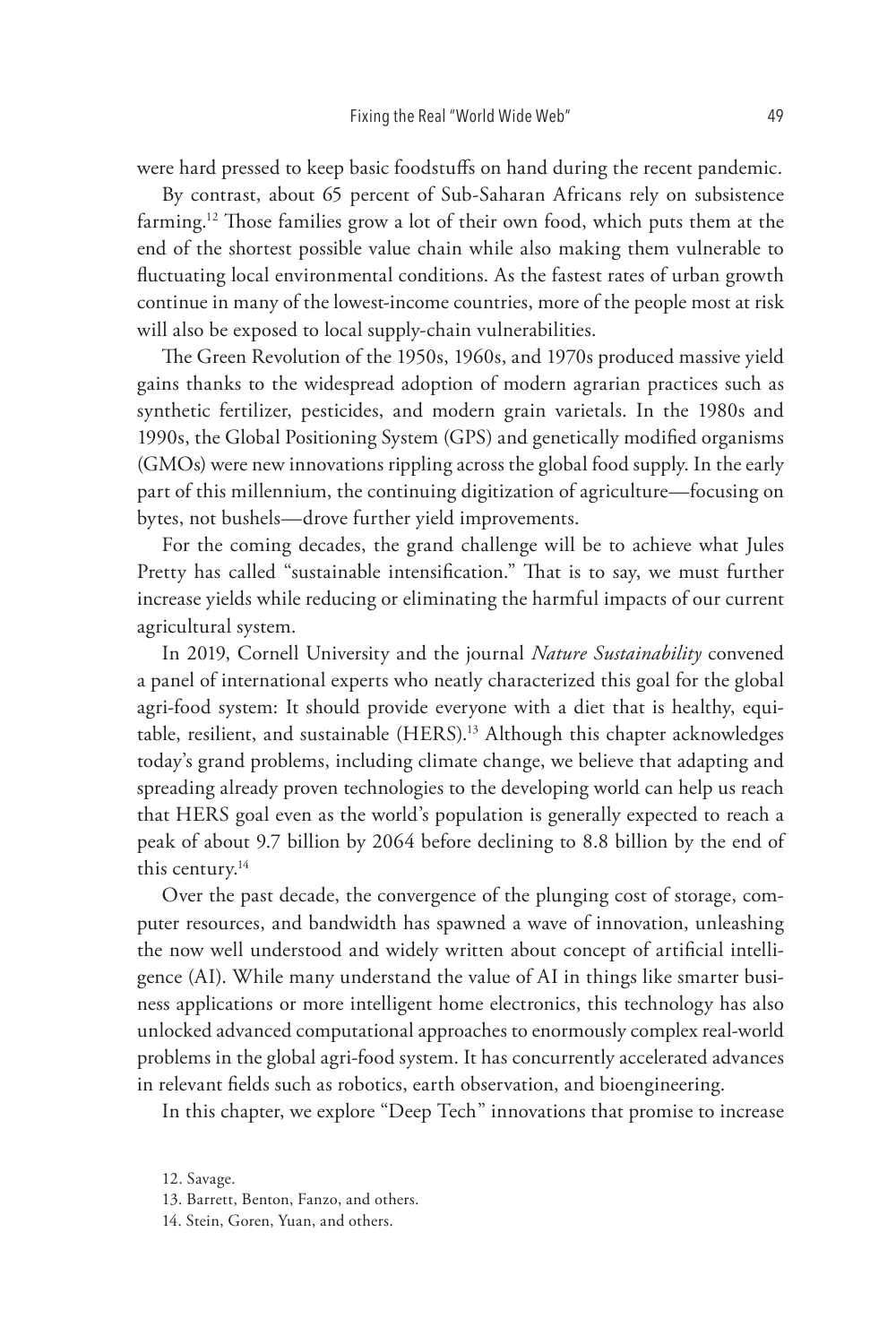were hard pressed to keep basic foodstuffs on hand during the recent pandemic.

By contrast, about 65 percent of Sub-Saharan Africans rely on subsistence farming.[12] Those families grow a lot of their own food, which puts them at the end of the shortest possible value chain while also making them vulnerable to fluctuating local environmental conditions. As the fastest rates of urban growth continue in many of the lowest-income countries, more of the people most at risk will also be exposed to local supply-chain vulnerabilities.

The Green Revolution of the 1950s, 1960s, and 1970s produced massive yield gains thanks to the widespread adoption of modern agrarian practices such as synthetic fertilizer, pesticides, and modern grain varietals. In the 1980s and 1990s, the Global Positioning System (GPS) and genetically modified organisms (GMOs) were new innovations rippling across the global food supply. In the early part of this millennium, the continuing digitization of agriculture—focusing on bytes, not bushels—drove further yield improvements.

For the coming decades, the grand challenge will be to achieve what Jules Pretty has called "sustainable intensification." That is to say, we must further increase yields while reducing or eliminating the harmful impacts of our current agricultural system.

In 2019, Cornell University and the journal *Nature Sustainability* convened a panel of international experts who neatly characterized this goal for the global agri-food system: It should provide everyone with a diet that is healthy, equitable, resilient, and sustainable (HERS).[13] Although this chapter acknowledges today's grand problems, including climate change, we believe that adapting and spreading already proven technologies to the developing world can help us reach that HERS goal even as the world's population is generally expected to reach a peak of about 9.7 billion by 2064 before declining to 8.8 billion by the end of this century.[14]

Over the past decade, the convergence of the plunging cost of storage, computer resources, and bandwidth has spawned a wave of innovation, unleashing the now well understood and widely written about concept of artificial intelligence (AI). While many understand the value of AI in things like smarter business applications or more intelligent home electronics, this technology has also unlocked advanced computational approaches to enormously complex real-world problems in the global agri-food system. It has concurrently accelerated advances in relevant fields such as robotics, earth observation, and bioengineering.

In this chapter, we explore "Deep Tech" innovations that promise to increase

12. Savage.

13. Barrett, Benton, Fanzo, and others.

14. Stein, Goren, Yuan, and others.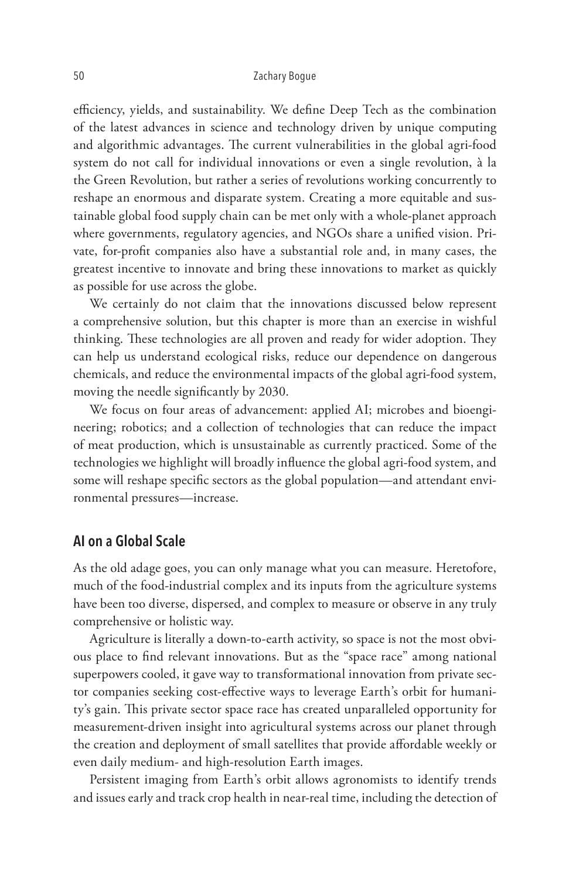efficiency, yields, and sustainability. We define Deep Tech as the combination of the latest advances in science and technology driven by unique computing and algorithmic advantages. The current vulnerabilities in the global agri-food system do not call for individual innovations or even a single revolution, à la the Green Revolution, but rather a series of revolutions working concurrently to reshape an enormous and disparate system. Creating a more equitable and sustainable global food supply chain can be met only with a whole-planet approach where governments, regulatory agencies, and NGOs share a unified vision. Private, for-profit companies also have a substantial role and, in many cases, the greatest incentive to innovate and bring these innovations to market as quickly as possible for use across the globe.

We certainly do not claim that the innovations discussed below represent a comprehensive solution, but this chapter is more than an exercise in wishful thinking. These technologies are all proven and ready for wider adoption. They can help us understand ecological risks, reduce our dependence on dangerous chemicals, and reduce the environmental impacts of the global agri-food system, moving the needle significantly by 2030.

We focus on four areas of advancement: applied AI; microbes and bioengineering; robotics; and a collection of technologies that can reduce the impact of meat production, which is unsustainable as currently practiced. Some of the technologies we highlight will broadly influence the global agri-food system, and some will reshape specific sectors as the global population—and attendant environmental pressures—increase.

## AI on a Global Scale

As the old adage goes, you can only manage what you can measure. Heretofore, much of the food-industrial complex and its inputs from the agriculture systems have been too diverse, dispersed, and complex to measure or observe in any truly comprehensive or holistic way.

Agriculture is literally a down-to-earth activity, so space is not the most obvious place to find relevant innovations. But as the "space race" among national superpowers cooled, it gave way to transformational innovation from private sector companies seeking cost-effective ways to leverage Earth's orbit for humanity's gain. This private sector space race has created unparalleled opportunity for measurement-driven insight into agricultural systems across our planet through the creation and deployment of small satellites that provide affordable weekly or even daily medium- and high-resolution Earth images.

Persistent imaging from Earth's orbit allows agronomists to identify trends and issues early and track crop health in near-real time, including the detection of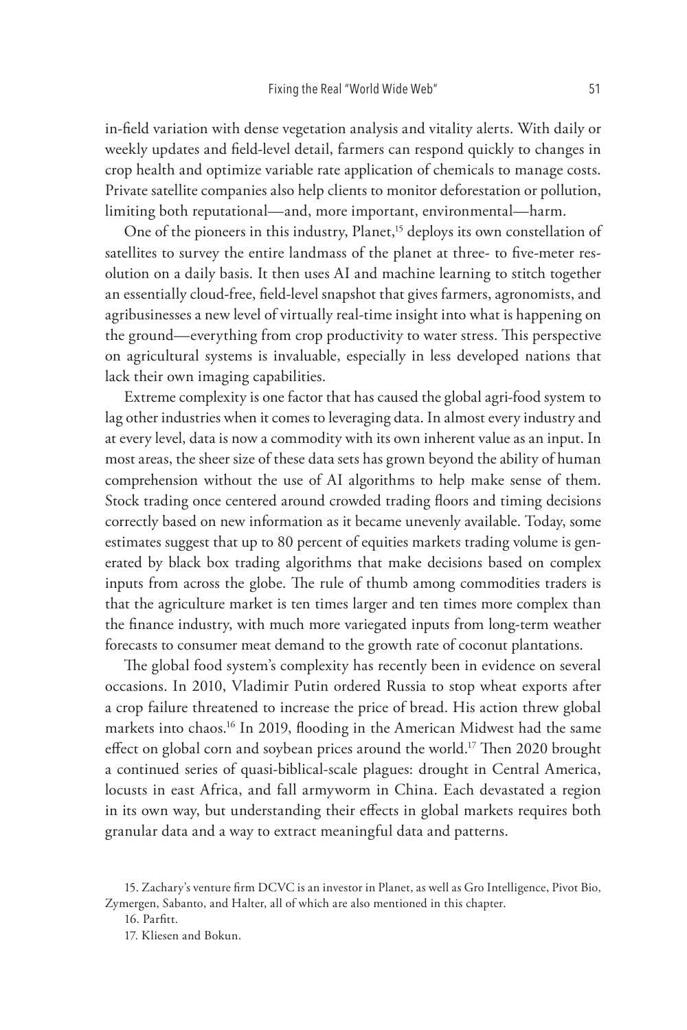in-field variation with dense vegetation analysis and vitality alerts. With daily or weekly updates and field-level detail, farmers can respond quickly to changes in crop health and optimize variable rate application of chemicals to manage costs. Private satellite companies also help clients to monitor deforestation or pollution, limiting both reputational—and, more important, environmental—harm.

One of the pioneers in this industry, Planet,[15] deploys its own constellation of satellites to survey the entire landmass of the planet at three- to five-meter resolution on a daily basis. It then uses AI and machine learning to stitch together an essentially cloud-free, field-level snapshot that gives farmers, agronomists, and agribusinesses a new level of virtually real-time insight into what is happening on the ground—everything from crop productivity to water stress. This perspective on agricultural systems is invaluable, especially in less developed nations that lack their own imaging capabilities.

Extreme complexity is one factor that has caused the global agri-food system to lag other industries when it comes to leveraging data. In almost every industry and at every level, data is now a commodity with its own inherent value as an input. In most areas, the sheer size of these data sets has grown beyond the ability of human comprehension without the use of AI algorithms to help make sense of them. Stock trading once centered around crowded trading floors and timing decisions correctly based on new information as it became unevenly available. Today, some estimates suggest that up to 80 percent of equities markets trading volume is generated by black box trading algorithms that make decisions based on complex inputs from across the globe. The rule of thumb among commodities traders is that the agriculture market is ten times larger and ten times more complex than the finance industry, with much more variegated inputs from long-term weather forecasts to consumer meat demand to the growth rate of coconut plantations.

The global food system's complexity has recently been in evidence on several occasions. In 2010, Vladimir Putin ordered Russia to stop wheat exports after a crop failure threatened to increase the price of bread. His action threw global markets into chaos.[16] In 2019, flooding in the American Midwest had the same effect on global corn and soybean prices around the world.[17] Then 2020 brought a continued series of quasi-biblical-scale plagues: drought in Central America, locusts in east Africa, and fall armyworm in China. Each devastated a region in its own way, but understanding their effects in global markets requires both granular data and a way to extract meaningful data and patterns.

15. Zachary's venture firm DCVC is an investor in Planet, as well as Gro Intelligence, Pivot Bio, Zymergen, Sabanto, and Halter, all of which are also mentioned in this chapter.

16. Parfitt.

17. Kliesen and Bokun.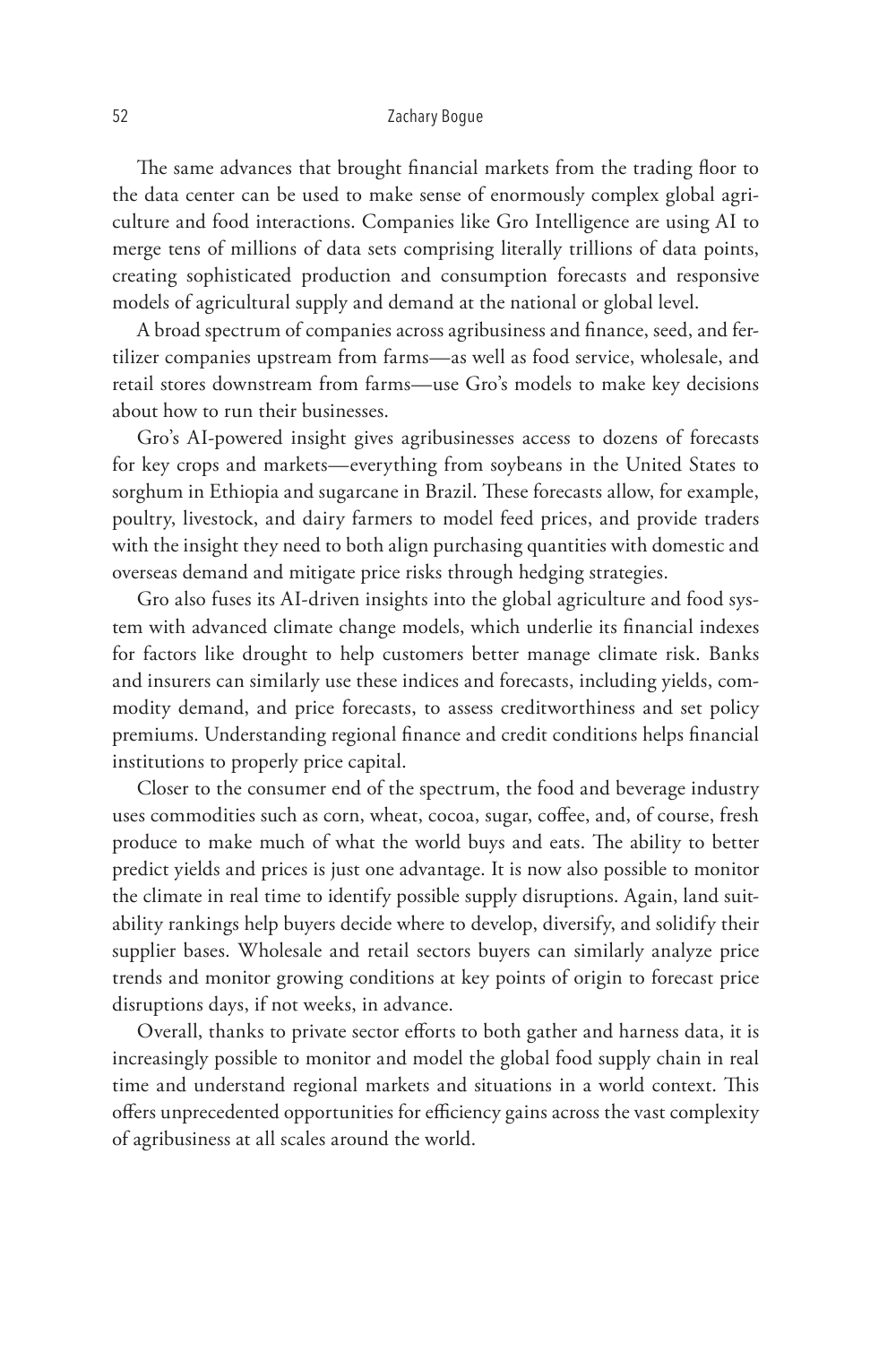The same advances that brought financial markets from the trading floor to the data center can be used to make sense of enormously complex global agriculture and food interactions. Companies like Gro Intelligence are using AI to merge tens of millions of data sets comprising literally trillions of data points, creating sophisticated production and consumption forecasts and responsive models of agricultural supply and demand at the national or global level.

A broad spectrum of companies across agribusiness and finance, seed, and fertilizer companies upstream from farms—as well as food service, wholesale, and retail stores downstream from farms—use Gro's models to make key decisions about how to run their businesses.

Gro's AI-powered insight gives agribusinesses access to dozens of forecasts for key crops and markets—everything from soybeans in the United States to sorghum in Ethiopia and sugarcane in Brazil. These forecasts allow, for example, poultry, livestock, and dairy farmers to model feed prices, and provide traders with the insight they need to both align purchasing quantities with domestic and overseas demand and mitigate price risks through hedging strategies.

Gro also fuses its AI-driven insights into the global agriculture and food system with advanced climate change models, which underlie its financial indexes for factors like drought to help customers better manage climate risk. Banks and insurers can similarly use these indices and forecasts, including yields, commodity demand, and price forecasts, to assess creditworthiness and set policy premiums. Understanding regional finance and credit conditions helps financial institutions to properly price capital.

Closer to the consumer end of the spectrum, the food and beverage industry uses commodities such as corn, wheat, cocoa, sugar, coffee, and, of course, fresh produce to make much of what the world buys and eats. The ability to better predict yields and prices is just one advantage. It is now also possible to monitor the climate in real time to identify possible supply disruptions. Again, land suitability rankings help buyers decide where to develop, diversify, and solidify their supplier bases. Wholesale and retail sectors buyers can similarly analyze price trends and monitor growing conditions at key points of origin to forecast price disruptions days, if not weeks, in advance.

Overall, thanks to private sector efforts to both gather and harness data, it is increasingly possible to monitor and model the global food supply chain in real time and understand regional markets and situations in a world context. This offers unprecedented opportunities for efficiency gains across the vast complexity of agribusiness at all scales around the world.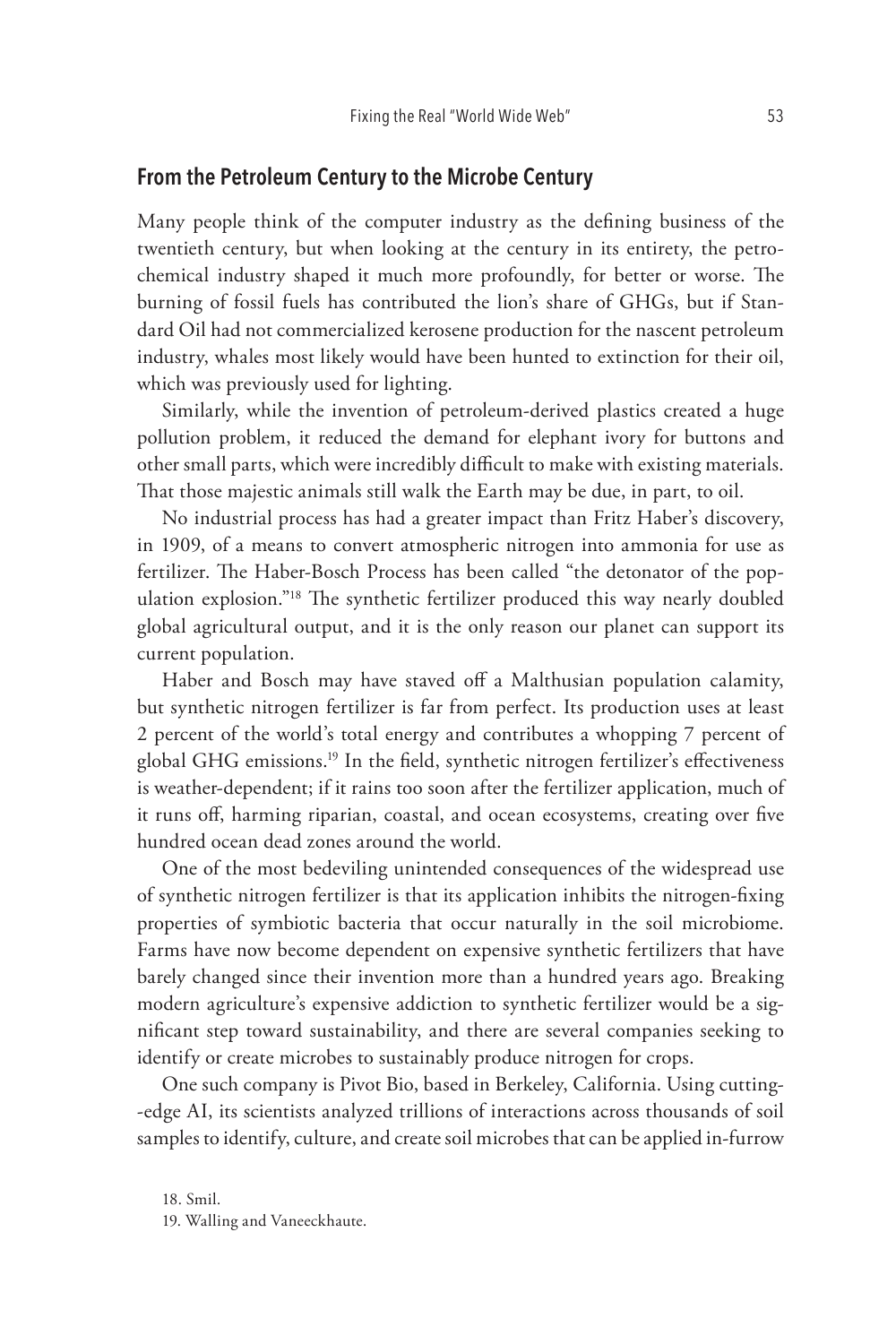## From the Petroleum Century to the Microbe Century

Many people think of the computer industry as the defining business of the twentieth century, but when looking at the century in its entirety, the petrochemical industry shaped it much more profoundly, for better or worse. The burning of fossil fuels has contributed the lion's share of GHGs, but if Standard Oil had not commercialized kerosene production for the nascent petroleum industry, whales most likely would have been hunted to extinction for their oil, which was previously used for lighting.

Similarly, while the invention of petroleum-derived plastics created a huge pollution problem, it reduced the demand for elephant ivory for buttons and other small parts, which were incredibly difficult to make with existing materials. That those majestic animals still walk the Earth may be due, in part, to oil.

No industrial process has had a greater impact than Fritz Haber's discovery, in 1909, of a means to convert atmospheric nitrogen into ammonia for use as fertilizer. The Haber-Bosch Process has been called "the detonator of the population explosion."[18] The synthetic fertilizer produced this way nearly doubled global agricultural output, and it is the only reason our planet can support its current population.

Haber and Bosch may have staved off a Malthusian population calamity, but synthetic nitrogen fertilizer is far from perfect. Its production uses at least 2 percent of the world's total energy and contributes a whopping 7 percent of global GHG emissions.[19] In the field, synthetic nitrogen fertilizer's effectiveness is weather-dependent; if it rains too soon after the fertilizer application, much of it runs off, harming riparian, coastal, and ocean ecosystems, creating over five hundred ocean dead zones around the world.

One of the most bedeviling unintended consequences of the widespread use of synthetic nitrogen fertilizer is that its application inhibits the nitrogen-fixing properties of symbiotic bacteria that occur naturally in the soil microbiome. Farms have now become dependent on expensive synthetic fertilizers that have barely changed since their invention more than a hundred years ago. Breaking modern agriculture's expensive addiction to synthetic fertilizer would be a significant step toward sustainability, and there are several companies seeking to identify or create microbes to sustainably produce nitrogen for crops.

One such company is Pivot Bio, based in Berkeley, California. Using cutting-edge AI, its scientists analyzed trillions of interactions across thousands of soil samples to identify, culture, and create soil microbes that can be applied in-furrow

18. Smil.

19. Walling and Vaneeckhaute.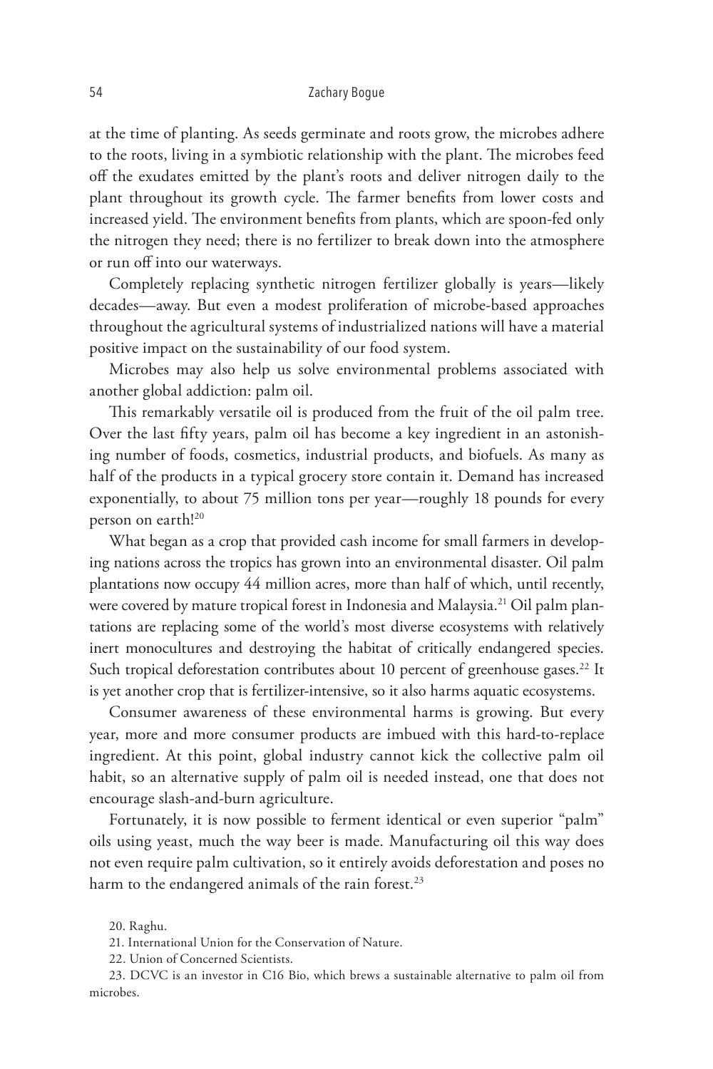at the time of planting. As seeds germinate and roots grow, the microbes adhere to the roots, living in a symbiotic relationship with the plant. The microbes feed off the exudates emitted by the plant's roots and deliver nitrogen daily to the plant throughout its growth cycle. The farmer benefits from lower costs and increased yield. The environment benefits from plants, which are spoon-fed only the nitrogen they need; there is no fertilizer to break down into the atmosphere or run off into our waterways.

Completely replacing synthetic nitrogen fertilizer globally is years—likely decades—away. But even a modest proliferation of microbe-based approaches throughout the agricultural systems of industrialized nations will have a material positive impact on the sustainability of our food system.

Microbes may also help us solve environmental problems associated with another global addiction: palm oil.

This remarkably versatile oil is produced from the fruit of the oil palm tree. Over the last fifty years, palm oil has become a key ingredient in an astonishing number of foods, cosmetics, industrial products, and biofuels. As many as half of the products in a typical grocery store contain it. Demand has increased exponentially, to about 75 million tons per year—roughly 18 pounds for every person on earth![20]

What began as a crop that provided cash income for small farmers in developing nations across the tropics has grown into an environmental disaster. Oil palm plantations now occupy 44 million acres, more than half of which, until recently, were covered by mature tropical forest in Indonesia and Malaysia.[21] Oil palm plantations are replacing some of the world's most diverse ecosystems with relatively inert monocultures and destroying the habitat of critically endangered species. Such tropical deforestation contributes about 10 percent of greenhouse gases.[22] It is yet another crop that is fertilizer-intensive, so it also harms aquatic ecosystems.

Consumer awareness of these environmental harms is growing. But every year, more and more consumer products are imbued with this hard-to-replace ingredient. At this point, global industry cannot kick the collective palm oil habit, so an alternative supply of palm oil is needed instead, one that does not encourage slash-and-burn agriculture.

Fortunately, it is now possible to ferment identical or even superior "palm" oils using yeast, much the way beer is made. Manufacturing oil this way does not even require palm cultivation, so it entirely avoids deforestation and poses no harm to the endangered animals of the rain forest.[23]

20. Raghu.

21. International Union for the Conservation of Nature.

22. Union of Concerned Scientists.

23. DCVC is an investor in C16 Bio, which brews a sustainable alternative to palm oil from microbes.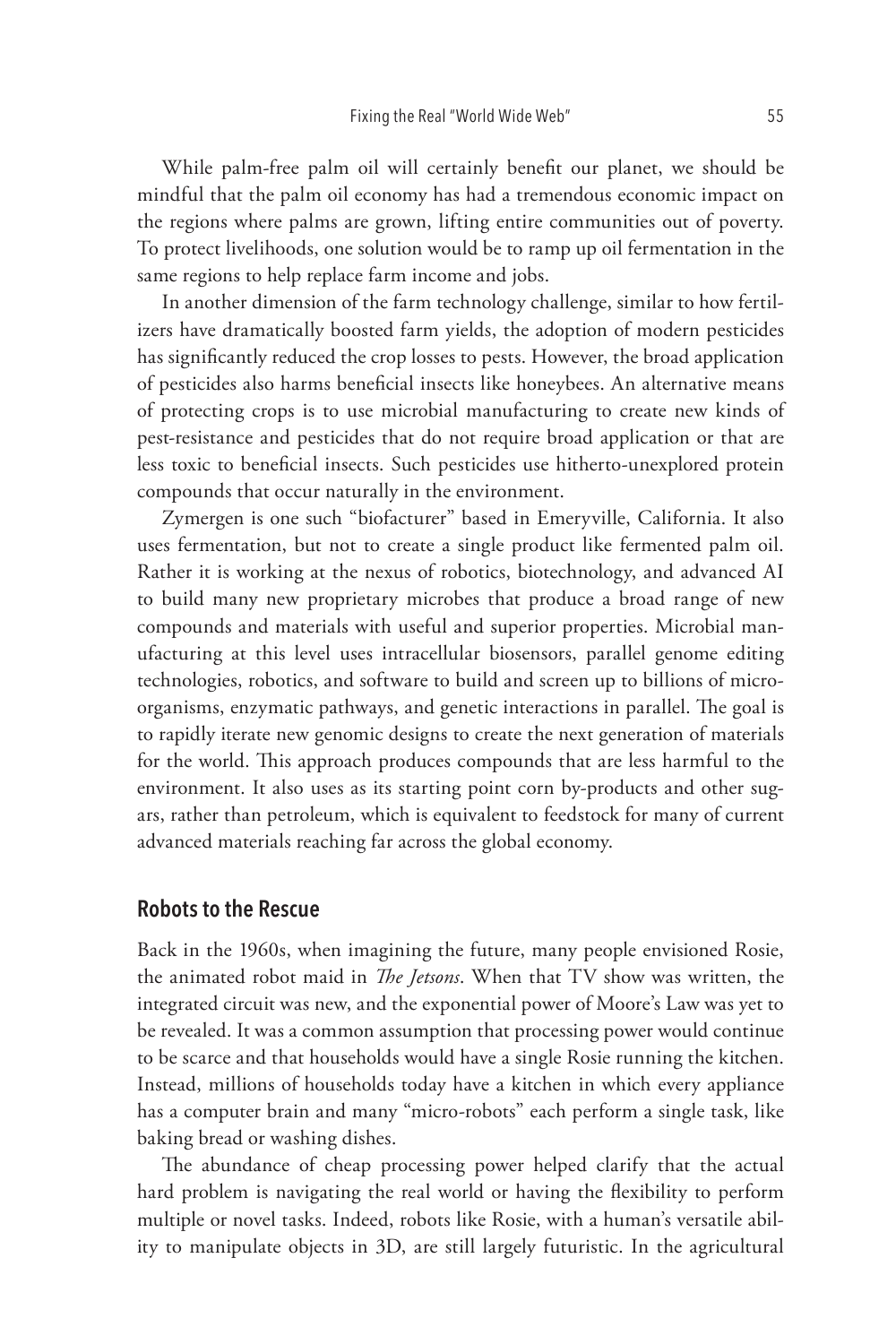While palm-free palm oil will certainly benefit our planet, we should be mindful that the palm oil economy has had a tremendous economic impact on the regions where palms are grown, lifting entire communities out of poverty. To protect livelihoods, one solution would be to ramp up oil fermentation in the same regions to help replace farm income and jobs.

In another dimension of the farm technology challenge, similar to how fertilizers have dramatically boosted farm yields, the adoption of modern pesticides has significantly reduced the crop losses to pests. However, the broad application of pesticides also harms beneficial insects like honeybees. An alternative means of protecting crops is to use microbial manufacturing to create new kinds of pest-resistance and pesticides that do not require broad application or that are less toxic to beneficial insects. Such pesticides use hitherto-unexplored protein compounds that occur naturally in the environment.

Zymergen is one such "biofacturer" based in Emeryville, California. It also uses fermentation, but not to create a single product like fermented palm oil. Rather it is working at the nexus of robotics, biotechnology, and advanced AI to build many new proprietary microbes that produce a broad range of new compounds and materials with useful and superior properties. Microbial manufacturing at this level uses intracellular biosensors, parallel genome editing technologies, robotics, and software to build and screen up to billions of microorganisms, enzymatic pathways, and genetic interactions in parallel. The goal is to rapidly iterate new genomic designs to create the next generation of materials for the world. This approach produces compounds that are less harmful to the environment. It also uses as its starting point corn by-products and other sugars, rather than petroleum, which is equivalent to feedstock for many of current advanced materials reaching far across the global economy.

## Robots to the Rescue

Back in the 1960s, when imagining the future, many people envisioned Rosie, the animated robot maid in *The Jetsons*. When that TV show was written, the integrated circuit was new, and the exponential power of Moore's Law was yet to be revealed. It was a common assumption that processing power would continue to be scarce and that households would have a single Rosie running the kitchen. Instead, millions of households today have a kitchen in which every appliance has a computer brain and many "micro-robots" each perform a single task, like baking bread or washing dishes.

The abundance of cheap processing power helped clarify that the actual hard problem is navigating the real world or having the flexibility to perform multiple or novel tasks. Indeed, robots like Rosie, with a human's versatile ability to manipulate objects in 3D, are still largely futuristic. In the agricultural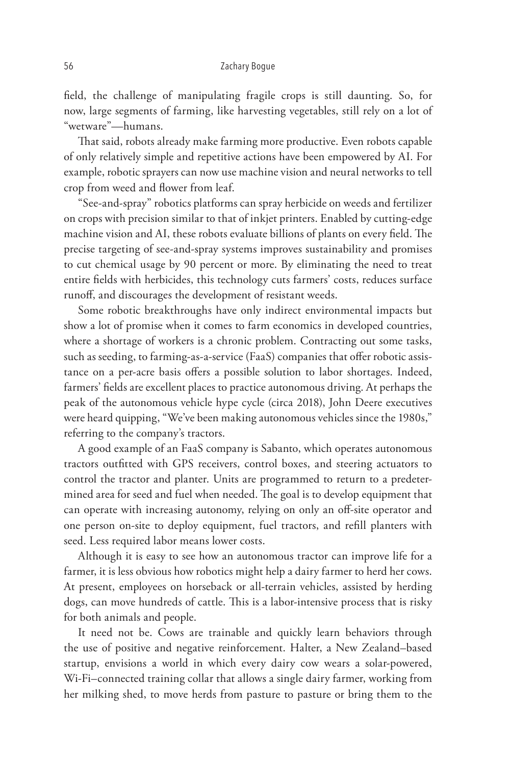field, the challenge of manipulating fragile crops is still daunting. So, for now, large segments of farming, like harvesting vegetables, still rely on a lot of "wetware"—humans.

That said, robots already make farming more productive. Even robots capable of only relatively simple and repetitive actions have been empowered by AI. For example, robotic sprayers can now use machine vision and neural networks to tell crop from weed and flower from leaf.

"See-and-spray" robotics platforms can spray herbicide on weeds and fertilizer on crops with precision similar to that of inkjet printers. Enabled by cutting-edge machine vision and AI, these robots evaluate billions of plants on every field. The precise targeting of see-and-spray systems improves sustainability and promises to cut chemical usage by 90 percent or more. By eliminating the need to treat entire fields with herbicides, this technology cuts farmers' costs, reduces surface runoff, and discourages the development of resistant weeds.

Some robotic breakthroughs have only indirect environmental impacts but show a lot of promise when it comes to farm economics in developed countries, where a shortage of workers is a chronic problem. Contracting out some tasks, such as seeding, to farming-as-a-service (FaaS) companies that offer robotic assistance on a per-acre basis offers a possible solution to labor shortages. Indeed, farmers' fields are excellent places to practice autonomous driving. At perhaps the peak of the autonomous vehicle hype cycle (circa 2018), John Deere executives were heard quipping, "We've been making autonomous vehicles since the 1980s," referring to the company's tractors.

A good example of an FaaS company is Sabanto, which operates autonomous tractors outfitted with GPS receivers, control boxes, and steering actuators to control the tractor and planter. Units are programmed to return to a predetermined area for seed and fuel when needed. The goal is to develop equipment that can operate with increasing autonomy, relying on only an off-site operator and one person on-site to deploy equipment, fuel tractors, and refill planters with seed. Less required labor means lower costs.

Although it is easy to see how an autonomous tractor can improve life for a farmer, it is less obvious how robotics might help a dairy farmer to herd her cows. At present, employees on horseback or all-terrain vehicles, assisted by herding dogs, can move hundreds of cattle. This is a labor-intensive process that is risky for both animals and people.

It need not be. Cows are trainable and quickly learn behaviors through the use of positive and negative reinforcement. Halter, a New Zealand–based startup, envisions a world in which every dairy cow wears a solar-powered, Wi-Fi–connected training collar that allows a single dairy farmer, working from her milking shed, to move herds from pasture to pasture or bring them to the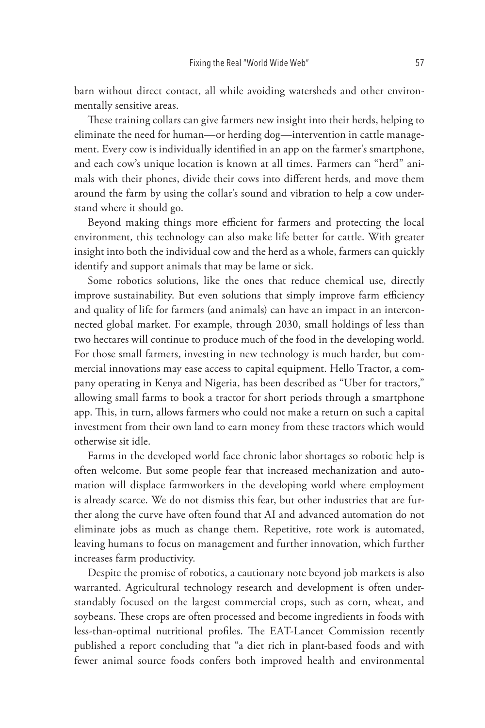barn without direct contact, all while avoiding watersheds and other environmentally sensitive areas.

These training collars can give farmers new insight into their herds, helping to eliminate the need for human—or herding dog—intervention in cattle management. Every cow is individually identified in an app on the farmer's smartphone, and each cow's unique location is known at all times. Farmers can "herd" animals with their phones, divide their cows into different herds, and move them around the farm by using the collar's sound and vibration to help a cow understand where it should go.

Beyond making things more efficient for farmers and protecting the local environment, this technology can also make life better for cattle. With greater insight into both the individual cow and the herd as a whole, farmers can quickly identify and support animals that may be lame or sick.

Some robotics solutions, like the ones that reduce chemical use, directly improve sustainability. But even solutions that simply improve farm efficiency and quality of life for farmers (and animals) can have an impact in an interconnected global market. For example, through 2030, small holdings of less than two hectares will continue to produce much of the food in the developing world. For those small farmers, investing in new technology is much harder, but commercial innovations may ease access to capital equipment. Hello Tractor, a company operating in Kenya and Nigeria, has been described as "Uber for tractors," allowing small farms to book a tractor for short periods through a smartphone app. This, in turn, allows farmers who could not make a return on such a capital investment from their own land to earn money from these tractors which would otherwise sit idle.

Farms in the developed world face chronic labor shortages so robotic help is often welcome. But some people fear that increased mechanization and automation will displace farmworkers in the developing world where employment is already scarce. We do not dismiss this fear, but other industries that are further along the curve have often found that AI and advanced automation do not eliminate jobs as much as change them. Repetitive, rote work is automated, leaving humans to focus on management and further innovation, which further increases farm productivity.

Despite the promise of robotics, a cautionary note beyond job markets is also warranted. Agricultural technology research and development is often understandably focused on the largest commercial crops, such as corn, wheat, and soybeans. These crops are often processed and become ingredients in foods with less-than-optimal nutritional profiles. The EAT-Lancet Commission recently published a report concluding that "a diet rich in plant-based foods and with fewer animal source foods confers both improved health and environmental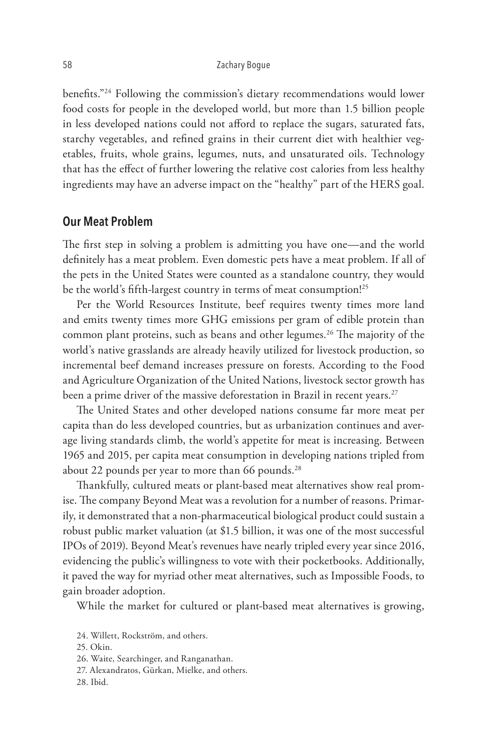benefits."[24] Following the commission's dietary recommendations would lower food costs for people in the developed world, but more than 1.5 billion people in less developed nations could not afford to replace the sugars, saturated fats, starchy vegetables, and refined grains in their current diet with healthier vegetables, fruits, whole grains, legumes, nuts, and unsaturated oils. Technology that has the effect of further lowering the relative cost calories from less healthy ingredients may have an adverse impact on the "healthy" part of the HERS goal.

## Our Meat Problem

The first step in solving a problem is admitting you have one—and the world definitely has a meat problem. Even domestic pets have a meat problem. If all of the pets in the United States were counted as a standalone country, they would be the world's fifth-largest country in terms of meat consumption![25]

Per the World Resources Institute, beef requires twenty times more land and emits twenty times more GHG emissions per gram of edible protein than common plant proteins, such as beans and other legumes.[26] The majority of the world's native grasslands are already heavily utilized for livestock production, so incremental beef demand increases pressure on forests. According to the Food and Agriculture Organization of the United Nations, livestock sector growth has been a prime driver of the massive deforestation in Brazil in recent years.[27]

The United States and other developed nations consume far more meat per capita than do less developed countries, but as urbanization continues and average living standards climb, the world's appetite for meat is increasing. Between 1965 and 2015, per capita meat consumption in developing nations tripled from about 22 pounds per year to more than 66 pounds.[28]

Thankfully, cultured meats or plant-based meat alternatives show real promise. The company Beyond Meat was a revolution for a number of reasons. Primarily, it demonstrated that a non-pharmaceutical biological product could sustain a robust public market valuation (at $1.5 billion, it was one of the most successful IPOs of 2019). Beyond Meat's revenues have nearly tripled every year since 2016, evidencing the public's willingness to vote with their pocketbooks. Additionally, it paved the way for myriad other meat alternatives, such as Impossible Foods, to gain broader adoption.

While the market for cultured or plant-based meat alternatives is growing,

24. Willett, Rockström, and others.
25. Okin.
26. Waite, Searchinger, and Ranganathan.
27. Alexandratos, Gürkan, Mielke, and others.
28. Ibid.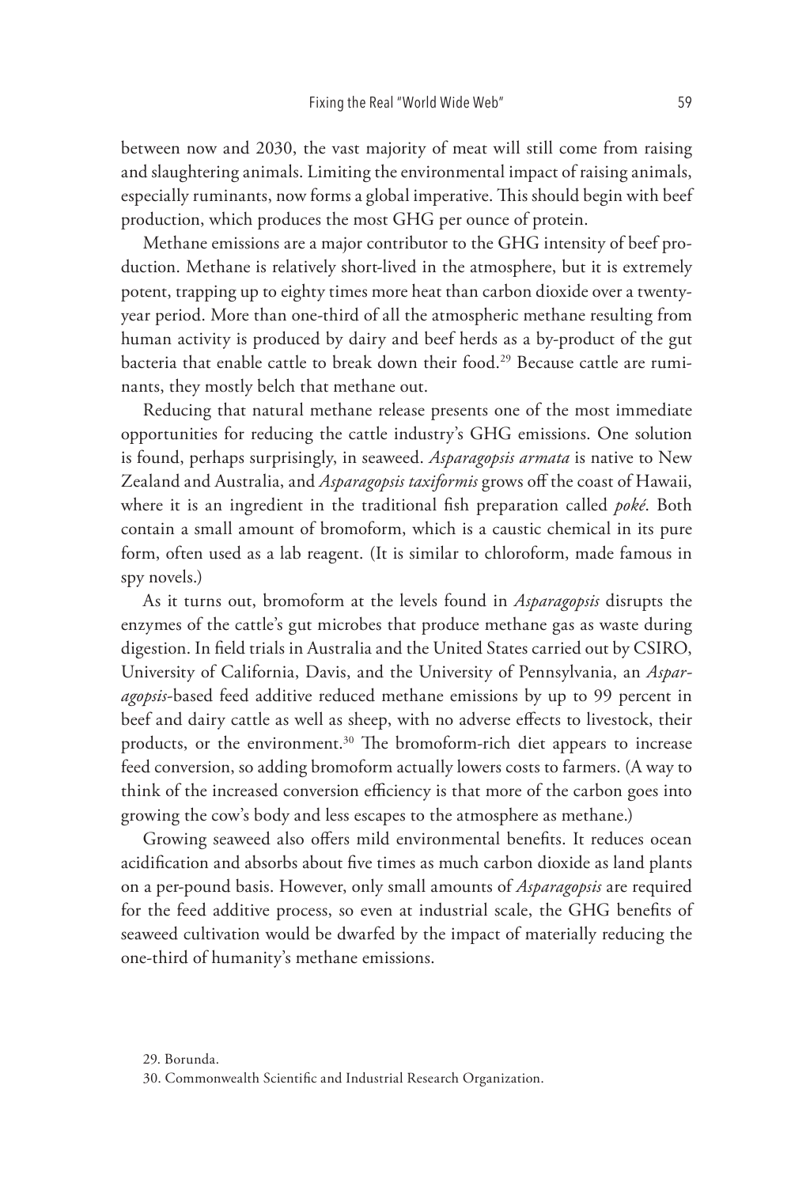between now and 2030, the vast majority of meat will still come from raising and slaughtering animals. Limiting the environmental impact of raising animals, especially ruminants, now forms a global imperative. This should begin with beef production, which produces the most GHG per ounce of protein.

Methane emissions are a major contributor to the GHG intensity of beef production. Methane is relatively short-lived in the atmosphere, but it is extremely potent, trapping up to eighty times more heat than carbon dioxide over a twenty-year period. More than one-third of all the atmospheric methane resulting from human activity is produced by dairy and beef herds as a by-product of the gut bacteria that enable cattle to break down their food.[29] Because cattle are ruminants, they mostly belch that methane out.

Reducing that natural methane release presents one of the most immediate opportunities for reducing the cattle industry's GHG emissions. One solution is found, perhaps surprisingly, in seaweed. *Asparagopsis armata* is native to New Zealand and Australia, and *Asparagopsis taxiformis* grows off the coast of Hawaii, where it is an ingredient in the traditional fish preparation called *poké*. Both contain a small amount of bromoform, which is a caustic chemical in its pure form, often used as a lab reagent. (It is similar to chloroform, made famous in spy novels.)

As it turns out, bromoform at the levels found in *Asparagopsis* disrupts the enzymes of the cattle's gut microbes that produce methane gas as waste during digestion. In field trials in Australia and the United States carried out by CSIRO, University of California, Davis, and the University of Pennsylvania, an *Asparagopsis*-based feed additive reduced methane emissions by up to 99 percent in beef and dairy cattle as well as sheep, with no adverse effects to livestock, their products, or the environment.[30] The bromoform-rich diet appears to increase feed conversion, so adding bromoform actually lowers costs to farmers. (A way to think of the increased conversion efficiency is that more of the carbon goes into growing the cow's body and less escapes to the atmosphere as methane.)

Growing seaweed also offers mild environmental benefits. It reduces ocean acidification and absorbs about five times as much carbon dioxide as land plants on a per-pound basis. However, only small amounts of *Asparagopsis* are required for the feed additive process, so even at industrial scale, the GHG benefits of seaweed cultivation would be dwarfed by the impact of materially reducing the one-third of humanity's methane emissions.

29. Borunda.

30. Commonwealth Scientific and Industrial Research Organization.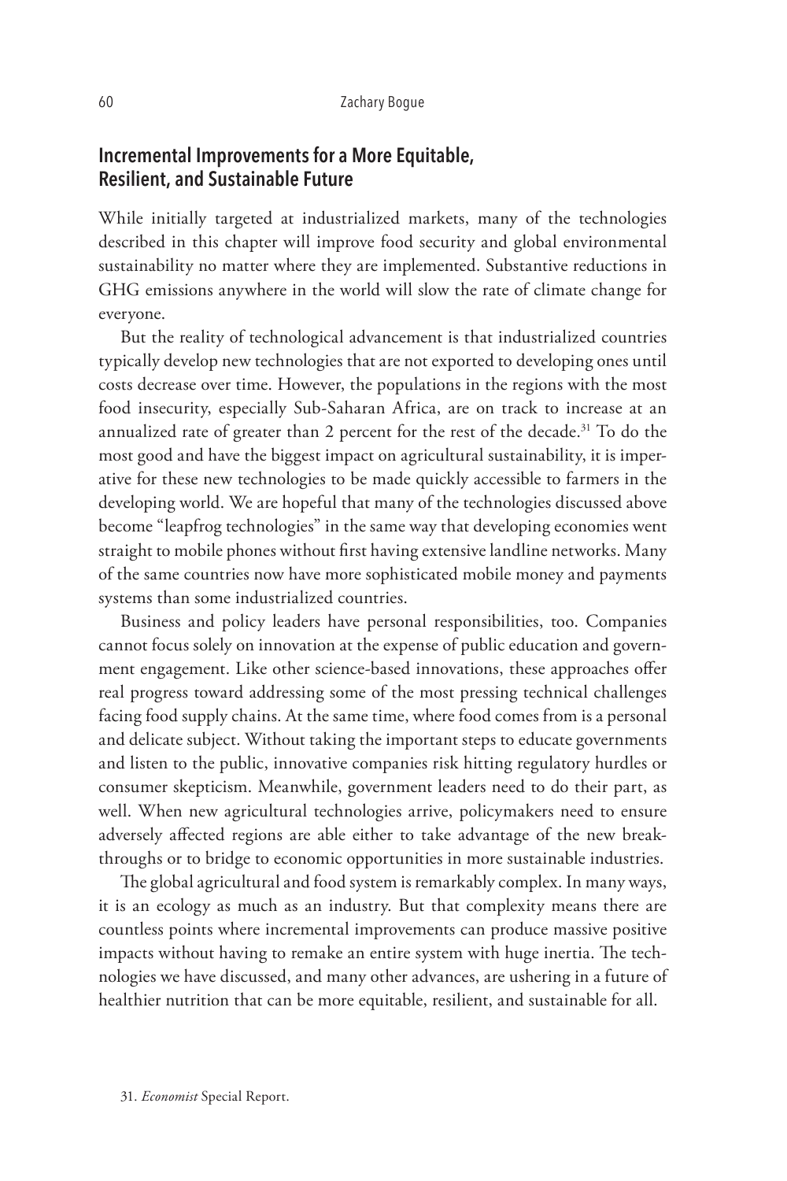## Incremental Improvements for a More Equitable, Resilient, and Sustainable Future

While initially targeted at industrialized markets, many of the technologies described in this chapter will improve food security and global environmental sustainability no matter where they are implemented. Substantive reductions in GHG emissions anywhere in the world will slow the rate of climate change for everyone.

But the reality of technological advancement is that industrialized countries typically develop new technologies that are not exported to developing ones until costs decrease over time. However, the populations in the regions with the most food insecurity, especially Sub-Saharan Africa, are on track to increase at an annualized rate of greater than 2 percent for the rest of the decade.[31] To do the most good and have the biggest impact on agricultural sustainability, it is imperative for these new technologies to be made quickly accessible to farmers in the developing world. We are hopeful that many of the technologies discussed above become "leapfrog technologies" in the same way that developing economies went straight to mobile phones without first having extensive landline networks. Many of the same countries now have more sophisticated mobile money and payments systems than some industrialized countries.

Business and policy leaders have personal responsibilities, too. Companies cannot focus solely on innovation at the expense of public education and government engagement. Like other science-based innovations, these approaches offer real progress toward addressing some of the most pressing technical challenges facing food supply chains. At the same time, where food comes from is a personal and delicate subject. Without taking the important steps to educate governments and listen to the public, innovative companies risk hitting regulatory hurdles or consumer skepticism. Meanwhile, government leaders need to do their part, as well. When new agricultural technologies arrive, policymakers need to ensure adversely affected regions are able either to take advantage of the new breakthroughs or to bridge to economic opportunities in more sustainable industries.

The global agricultural and food system is remarkably complex. In many ways, it is an ecology as much as an industry. But that complexity means there are countless points where incremental improvements can produce massive positive impacts without having to remake an entire system with huge inertia. The technologies we have discussed, and many other advances, are ushering in a future of healthier nutrition that can be more equitable, resilient, and sustainable for all.

31. *Economist* Special Report.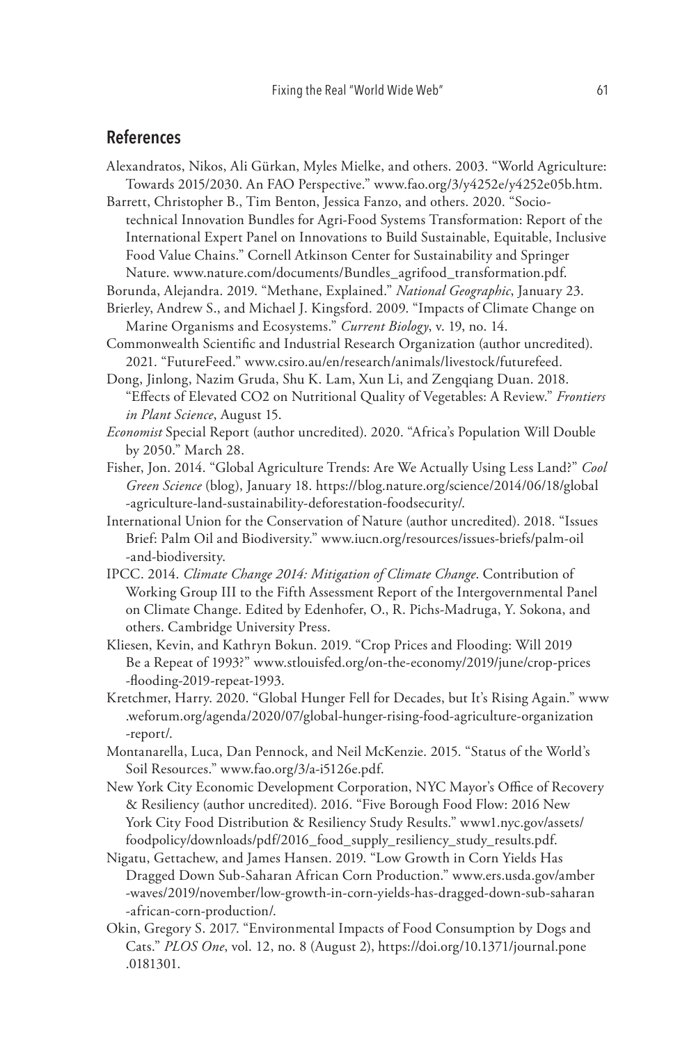## References

Alexandratos, Nikos, Ali Gürkan, Myles Mielke, and others. 2003. "World Agriculture: Towards 2015/2030. An FAO Perspective." www.fao.org/3/y4252e/y4252e05b.htm.

Barrett, Christopher B., Tim Benton, Jessica Fanzo, and others. 2020. "Socio-technical Innovation Bundles for Agri-Food Systems Transformation: Report of the International Expert Panel on Innovations to Build Sustainable, Equitable, Inclusive Food Value Chains." Cornell Atkinson Center for Sustainability and Springer Nature. www.nature.com/documents/Bundles_agrifood_transformation.pdf.

Borunda, Alejandra. 2019. "Methane, Explained." *National Geographic*, January 23.

Brierley, Andrew S., and Michael J. Kingsford. 2009. "Impacts of Climate Change on Marine Organisms and Ecosystems." *Current Biology*, v. 19, no. 14.

Commonwealth Scientific and Industrial Research Organization (author uncredited). 2021. "FutureFeed." www.csiro.au/en/research/animals/livestock/futurefeed.

Dong, Jinlong, Nazim Gruda, Shu K. Lam, Xun Li, and Zengqiang Duan. 2018. "Effects of Elevated CO2 on Nutritional Quality of Vegetables: A Review." *Frontiers in Plant Science*, August 15.

*Economist* Special Report (author uncredited). 2020. "Africa's Population Will Double by 2050." March 28.

Fisher, Jon. 2014. "Global Agriculture Trends: Are We Actually Using Less Land?" *Cool Green Science* (blog), January 18. https://blog.nature.org/science/2014/06/18/global-agriculture-land-sustainability-deforestation-foodsecurity/.

International Union for the Conservation of Nature (author uncredited). 2018. "Issues Brief: Palm Oil and Biodiversity." www.iucn.org/resources/issues-briefs/palm-oil-and-biodiversity.

IPCC. 2014. *Climate Change 2014: Mitigation of Climate Change*. Contribution of Working Group III to the Fifth Assessment Report of the Intergovernmental Panel on Climate Change. Edited by Edenhofer, O., R. Pichs-Madruga, Y. Sokona, and others. Cambridge University Press.

Kliesen, Kevin, and Kathryn Bokun. 2019. "Crop Prices and Flooding: Will 2019 Be a Repeat of 1993?" www.stlouisfed.org/on-the-economy/2019/june/crop-prices-flooding-2019-repeat-1993.

Kretchmer, Harry. 2020. "Global Hunger Fell for Decades, but It's Rising Again." www.weforum.org/agenda/2020/07/global-hunger-rising-food-agriculture-organization-report/.

Montanarella, Luca, Dan Pennock, and Neil McKenzie. 2015. "Status of the World's Soil Resources." www.fao.org/3/a-i5126e.pdf.

New York City Economic Development Corporation, NYC Mayor's Office of Recovery & Resiliency (author uncredited). 2016. "Five Borough Food Flow: 2016 New York City Food Distribution & Resiliency Study Results." www1.nyc.gov/assets/foodpolicy/downloads/pdf/2016_food_supply_resiliency_study_results.pdf.

Nigatu, Gettachew, and James Hansen. 2019. "Low Growth in Corn Yields Has Dragged Down Sub-Saharan African Corn Production." www.ers.usda.gov/amber-waves/2019/november/low-growth-in-corn-yields-has-dragged-down-sub-saharan-african-corn-production/.

Okin, Gregory S. 2017. "Environmental Impacts of Food Consumption by Dogs and Cats." *PLOS One*, vol. 12, no. 8 (August 2), https://doi.org/10.1371/journal.pone.0181301.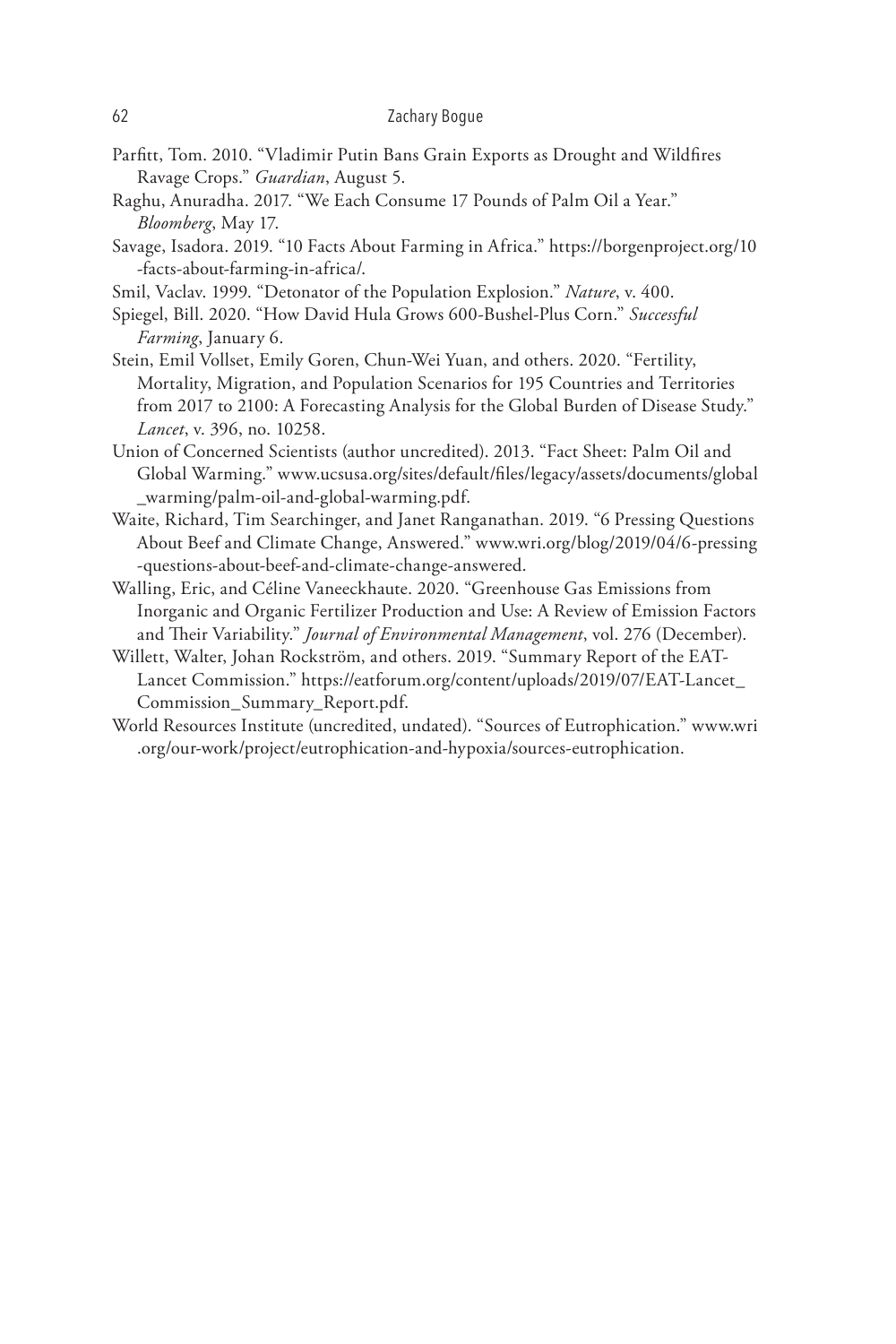Parfitt, Tom. 2010. "Vladimir Putin Bans Grain Exports as Drought and Wildfires Ravage Crops." *Guardian*, August 5.

Raghu, Anuradha. 2017. "We Each Consume 17 Pounds of Palm Oil a Year." *Bloomberg*, May 17.

Savage, Isadora. 2019. "10 Facts About Farming in Africa." https://borgenproject.org/10-facts-about-farming-in-africa/.

Smil, Vaclav. 1999. "Detonator of the Population Explosion." *Nature*, v. 400.

Spiegel, Bill. 2020. "How David Hula Grows 600-Bushel-Plus Corn." *Successful Farming*, January 6.

Stein, Emil Vollset, Emily Goren, Chun-Wei Yuan, and others. 2020. "Fertility, Mortality, Migration, and Population Scenarios for 195 Countries and Territories from 2017 to 2100: A Forecasting Analysis for the Global Burden of Disease Study." *Lancet*, v. 396, no. 10258.

Union of Concerned Scientists (author uncredited). 2013. "Fact Sheet: Palm Oil and Global Warming." www.ucsusa.org/sites/default/files/legacy/assets/documents/global_warming/palm-oil-and-global-warming.pdf.

Waite, Richard, Tim Searchinger, and Janet Ranganathan. 2019. "6 Pressing Questions About Beef and Climate Change, Answered." www.wri.org/blog/2019/04/6-pressing-questions-about-beef-and-climate-change-answered.

Walling, Eric, and Céline Vaneeckhaute. 2020. "Greenhouse Gas Emissions from Inorganic and Organic Fertilizer Production and Use: A Review of Emission Factors and Their Variability." *Journal of Environmental Management*, vol. 276 (December).

Willett, Walter, Johan Rockström, and others. 2019. "Summary Report of the EAT-Lancet Commission." https://eatforum.org/content/uploads/2019/07/EAT-Lancet_Commission_Summary_Report.pdf.

World Resources Institute (uncredited, undated). "Sources of Eutrophication." www.wri.org/our-work/project/eutrophication-and-hypoxia/sources-eutrophication.